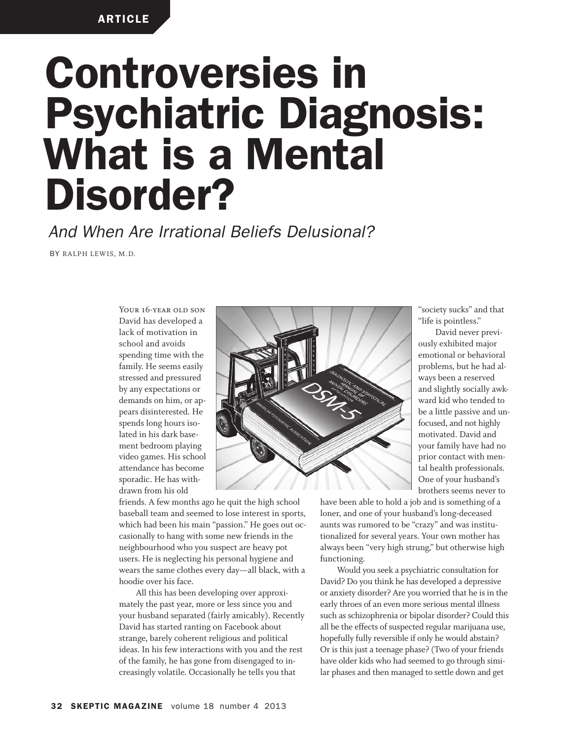ARTICLE

# Controversies in Psychiatric Diagnosis: What is a Mental Disorder?

## *And When Are Irrational Beliefs Delusional?*

BY RALPH LEWIS, M.D.

YOUR 16-YEAR OLD SON David has developed a lack of motivation in school and avoids spending time with the family. He seems easily stressed and pressured by any expectations or demands on him, or appears disinterested. He spends long hours isolated in his dark basement bedroom playing video games. His school attendance has become sporadic. He has withdrawn from his old friends. A few months ago he quit the high school baseball team and seemed to lose interest in sports, which had been his main "passion." He goes out occasionally to hang with some new friends in the neighbourhood who you suspect are heavy pot users. He is neglecting his personal hygiene and wears the same clothes every day—all black, with a hoodie over his face.

All this has been developing over approximately the past year, more or less since you and your husband separated (fairly amicably). Recently David has started ranting on Facebook about strange, barely coherent religious and political ideas. In his few interactions with you and the rest of the family, he has gone from disengaged to increasingly volatile. Occasionally he tells you that "society sucks" and that "life is pointless."

David never previously exhibited major emotional or behavioral problems, but he had always been a reserved and slightly socially awkward kid who tended to be a little passive and unfocused, and not highly motivated. David and your family have had no prior contact with mental health professionals. One of your husband's brothers seems never to have been able to hold a job and is something of a loner, and one of your husband's long-deceased aunts was rumored to be "crazy" and was institutionalized for several years. Your own mother has always been "very high strung," but otherwise high functioning.

Would you seek a psychiatric consultation for David? Do you think he has developed a depressive or anxiety disorder? Are you worried that he is in the early throes of an even more serious mental illness such as schizophrenia or bipolar disorder? Could this all be the effects of suspected regular marijuana use, hopefully fully reversible if only he would abstain? Or is this just a teenage phase? (Two of your friends have older kids who had seemed to go through similar phases and then managed to settle down and get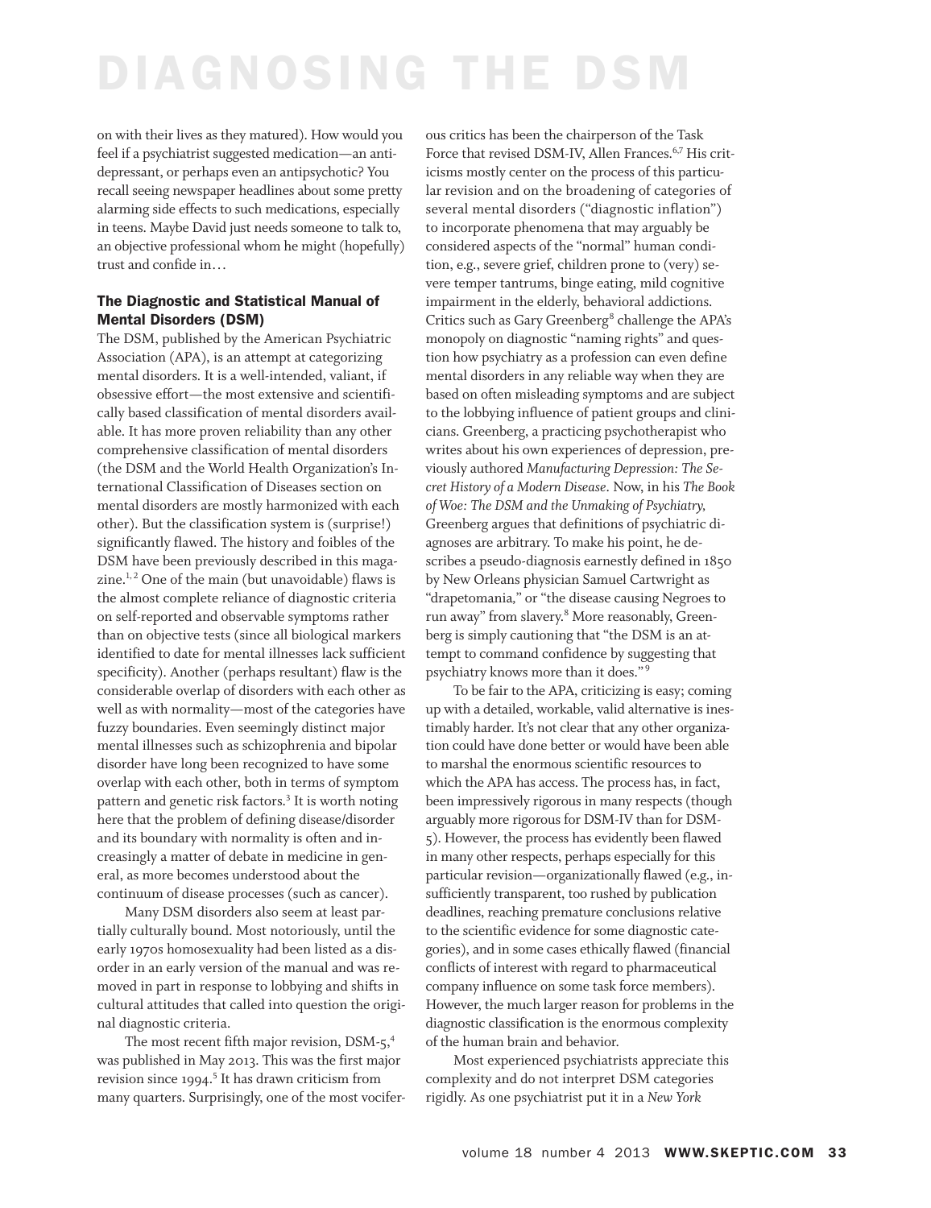on with their lives as they matured). How would you feel if a psychiatrist suggested medication—an antidepressant, or perhaps even an antipsychotic? You recall seeing newspaper headlines about some pretty alarming side effects to such medications, especially in teens. Maybe David just needs someone to talk to, an objective professional whom he might (hopefully) trust and confide in…

### The Diagnostic and Statistical Manual of Mental Disorders (DSM)

The DSM, published by the American Psychiatric Association (APA), is an attempt at categorizing mental disorders. It is a well-intended, valiant, if obsessive effort—the most extensive and scientifically based classification of mental disorders available. It has more proven reliability than any other comprehensive classification of mental disorders (the DSM and the World Health Organization's International Classification of Diseases section on mental disorders are mostly harmonized with each other). But the classification system is (surprise!) significantly flawed. The history and foibles of the DSM have been previously described in this magazine.[1,2] One of the main (but unavoidable) flaws is the almost complete reliance of diagnostic criteria on self-reported and observable symptoms rather than on objective tests (since all biological markers identified to date for mental illnesses lack sufficient specificity). Another (perhaps resultant) flaw is the considerable overlap of disorders with each other as well as with normality—most of the categories have fuzzy boundaries. Even seemingly distinct major mental illnesses such as schizophrenia and bipolar disorder have long been recognized to have some overlap with each other, both in terms of symptom pattern and genetic risk factors.[3] It is worth noting here that the problem of defining disease/disorder and its boundary with normality is often and increasingly a matter of debate in medicine in general, as more becomes understood about the continuum of disease processes (such as cancer).

Many DSM disorders also seem at least partially culturally bound. Most notoriously, until the early 1970s homosexuality had been listed as a disorder in an early version of the manual and was removed in part in response to lobbying and shifts in cultural attitudes that called into question the original diagnostic criteria.

The most recent fifth major revision, DSM-5,[4] was published in May 2013. This was the first major revision since 1994.[5] It has drawn criticism from many quarters. Surprisingly, one of the most vociferous critics has been the chairperson of the Task Force that revised DSM-IV, Allen Frances.[6,7] His criticisms mostly center on the process of this particular revision and on the broadening of categories of several mental disorders ("diagnostic inflation") to incorporate phenomena that may arguably be considered aspects of the "normal" human condition, e.g., severe grief, children prone to (very) severe temper tantrums, binge eating, mild cognitive impairment in the elderly, behavioral addictions. Critics such as Gary Greenberg[8] challenge the APA's monopoly on diagnostic "naming rights" and question how psychiatry as a profession can even define mental disorders in any reliable way when they are based on often misleading symptoms and are subject to the lobbying influence of patient groups and clinicians. Greenberg, a practicing psychotherapist who writes about his own experiences of depression, previously authored *Manufacturing Depression: The Secret History of a Modern Disease*. Now, in his *The Book of Woe: The DSM and the Unmaking of Psychiatry,* Greenberg argues that definitions of psychiatric diagnoses are arbitrary. To make his point, he describes a pseudo-diagnosis earnestly defined in 1850 by New Orleans physician Samuel Cartwright as "drapetomania," or "the disease causing Negroes to run away" from slavery.[8] More reasonably, Greenberg is simply cautioning that "the DSM is an attempt to command confidence by suggesting that psychiatry knows more than it does."[9]

To be fair to the APA, criticizing is easy; coming up with a detailed, workable, valid alternative is inestimably harder. It's not clear that any other organization could have done better or would have been able to marshal the enormous scientific resources to which the APA has access. The process has, in fact, been impressively rigorous in many respects (though arguably more rigorous for DSM-IV than for DSM-5). However, the process has evidently been flawed in many other respects, perhaps especially for this particular revision—organizationally flawed (e.g., insufficiently transparent, too rushed by publication deadlines, reaching premature conclusions relative to the scientific evidence for some diagnostic categories), and in some cases ethically flawed (financial conflicts of interest with regard to pharmaceutical company influence on some task force members). However, the much larger reason for problems in the diagnostic classification is the enormous complexity of the human brain and behavior.

Most experienced psychiatrists appreciate this complexity and do not interpret DSM categories rigidly. As one psychiatrist put it in a *New York*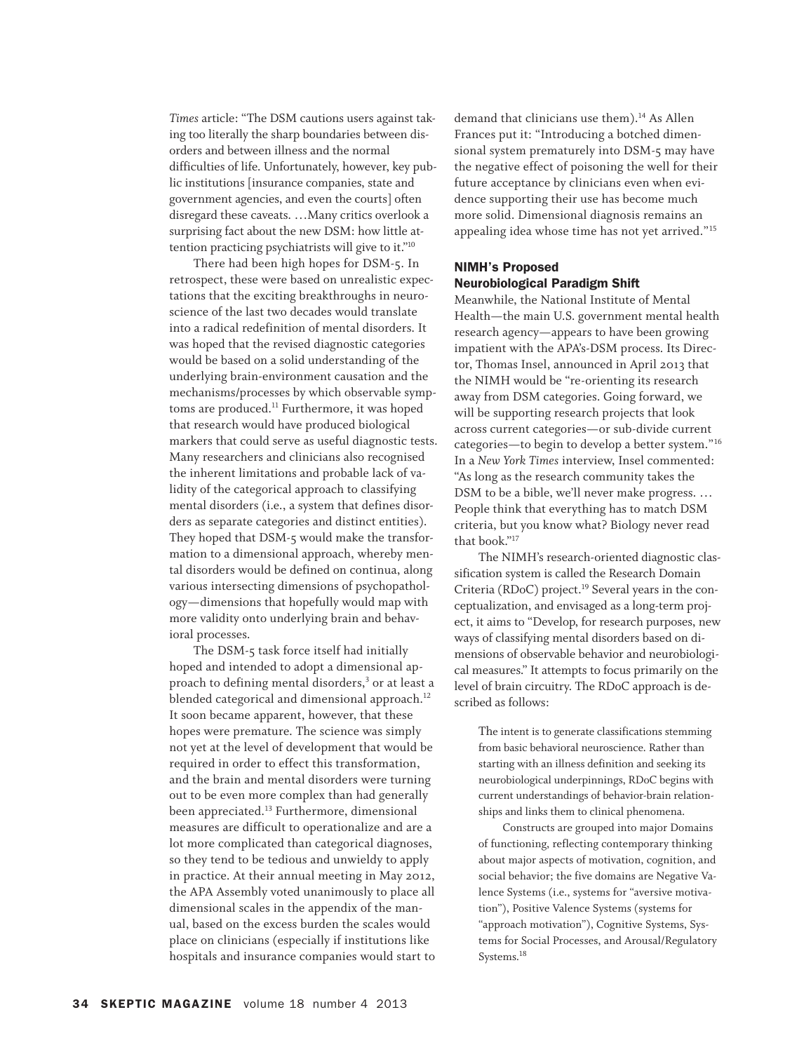*Times* article: "The DSM cautions users against taking too literally the sharp boundaries between disorders and between illness and the normal difficulties of life. Unfortunately, however, key public institutions [insurance companies, state and government agencies, and even the courts] often disregard these caveats. …Many critics overlook a surprising fact about the new DSM: how little attention practicing psychiatrists will give to it."[10]

There had been high hopes for DSM-5. In retrospect, these were based on unrealistic expectations that the exciting breakthroughs in neuroscience of the last two decades would translate into a radical redefinition of mental disorders. It was hoped that the revised diagnostic categories would be based on a solid understanding of the underlying brain-environment causation and the mechanisms/processes by which observable symptoms are produced.[11] Furthermore, it was hoped that research would have produced biological markers that could serve as useful diagnostic tests. Many researchers and clinicians also recognised the inherent limitations and probable lack of validity of the categorical approach to classifying mental disorders (i.e., a system that defines disorders as separate categories and distinct entities). They hoped that DSM-5 would make the transformation to a dimensional approach, whereby mental disorders would be defined on continua, along various intersecting dimensions of psychopathology—dimensions that hopefully would map with more validity onto underlying brain and behavioral processes.

The DSM-5 task force itself had initially hoped and intended to adopt a dimensional approach to defining mental disorders,[3] or at least a blended categorical and dimensional approach.[12] It soon became apparent, however, that these hopes were premature. The science was simply not yet at the level of development that would be required in order to effect this transformation, and the brain and mental disorders were turning out to be even more complex than had generally been appreciated.[13] Furthermore, dimensional measures are difficult to operationalize and are a lot more complicated than categorical diagnoses, so they tend to be tedious and unwieldy to apply in practice. At their annual meeting in May 2012, the APA Assembly voted unanimously to place all dimensional scales in the appendix of the manual, based on the excess burden the scales would place on clinicians (especially if institutions like hospitals and insurance companies would start to demand that clinicians use them).[14] As Allen Frances put it: "Introducing a botched dimensional system prematurely into DSM-5 may have the negative effect of poisoning the well for their future acceptance by clinicians even when evidence supporting their use has become much more solid. Dimensional diagnosis remains an appealing idea whose time has not yet arrived."[15]

## NIMH's Proposed Neurobiological Paradigm Shift

Meanwhile, the National Institute of Mental Health—the main U.S. government mental health research agency—appears to have been growing impatient with the APA's-DSM process. Its Director, Thomas Insel, announced in April 2013 that the NIMH would be "re-orienting its research away from DSM categories. Going forward, we will be supporting research projects that look across current categories—or sub-divide current categories—to begin to develop a better system."[16] In a *New York Times* interview, Insel commented: "As long as the research community takes the DSM to be a bible, we'll never make progress. … People think that everything has to match DSM criteria, but you know what? Biology never read that book."[17]

The NIMH's research-oriented diagnostic classification system is called the Research Domain Criteria (RDoC) project.[19] Several years in the conceptualization, and envisaged as a long-term project, it aims to "Develop, for research purposes, new ways of classifying mental disorders based on dimensions of observable behavior and neurobiological measures." It attempts to focus primarily on the level of brain circuitry. The RDoC approach is described as follows:

> The intent is to generate classifications stemming from basic behavioral neuroscience. Rather than starting with an illness definition and seeking its neurobiological underpinnings, RDoC begins with current understandings of behavior-brain relationships and links them to clinical phenomena.
>
> Constructs are grouped into major Domains of functioning, reflecting contemporary thinking about major aspects of motivation, cognition, and social behavior; the five domains are Negative Valence Systems (i.e., systems for "aversive motivation"), Positive Valence Systems (systems for "approach motivation"), Cognitive Systems, Systems for Social Processes, and Arousal/Regulatory Systems.[18]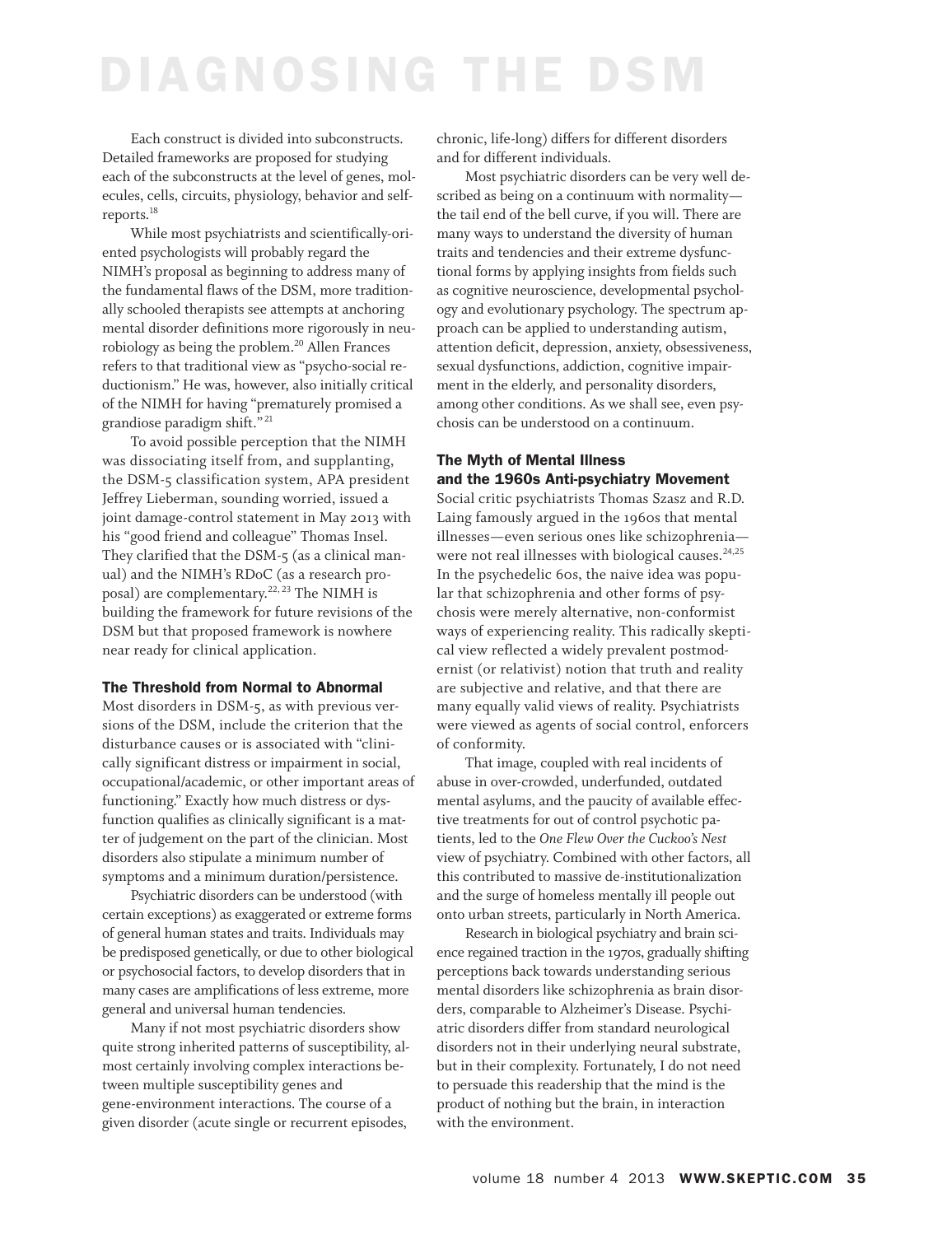Each construct is divided into subconstructs. Detailed frameworks are proposed for studying each of the subconstructs at the level of genes, molecules, cells, circuits, physiology, behavior and self-reports.[18]

While most psychiatrists and scientifically-oriented psychologists will probably regard the NIMH's proposal as beginning to address many of the fundamental flaws of the DSM, more traditionally schooled therapists see attempts at anchoring mental disorder definitions more rigorously in neurobiology as being the problem.[20] Allen Frances refers to that traditional view as "psycho-social reductionism." He was, however, also initially critical of the NIMH for having "prematurely promised a grandiose paradigm shift."[21]

To avoid possible perception that the NIMH was dissociating itself from, and supplanting, the DSM-5 classification system, APA president Jeffrey Lieberman, sounding worried, issued a joint damage-control statement in May 2013 with his "good friend and colleague" Thomas Insel. They clarified that the DSM-5 (as a clinical manual) and the NIMH's RDoC (as a research proposal) are complementary.[22, 23] The NIMH is building the framework for future revisions of the DSM but that proposed framework is nowhere near ready for clinical application.

### The Threshold from Normal to Abnormal

Most disorders in DSM-5, as with previous versions of the DSM, include the criterion that the disturbance causes or is associated with "clinically significant distress or impairment in social, occupational/academic, or other important areas of functioning." Exactly how much distress or dysfunction qualifies as clinically significant is a matter of judgement on the part of the clinician. Most disorders also stipulate a minimum number of symptoms and a minimum duration/persistence.

Psychiatric disorders can be understood (with certain exceptions) as exaggerated or extreme forms of general human states and traits. Individuals may be predisposed genetically, or due to other biological or psychosocial factors, to develop disorders that in many cases are amplifications of less extreme, more general and universal human tendencies.

Many if not most psychiatric disorders show quite strong inherited patterns of susceptibility, almost certainly involving complex interactions between multiple susceptibility genes and gene-environment interactions. The course of a given disorder (acute single or recurrent episodes, chronic, life-long) differs for different disorders and for different individuals.

Most psychiatric disorders can be very well described as being on a continuum with normality—the tail end of the bell curve, if you will. There are many ways to understand the diversity of human traits and tendencies and their extreme dysfunctional forms by applying insights from fields such as cognitive neuroscience, developmental psychology and evolutionary psychology. The spectrum approach can be applied to understanding autism, attention deficit, depression, anxiety, obsessiveness, sexual dysfunctions, addiction, cognitive impairment in the elderly, and personality disorders, among other conditions. As we shall see, even psychosis can be understood on a continuum.

### The Myth of Mental Illness and the 1960s Anti-psychiatry Movement

Social critic psychiatrists Thomas Szasz and R.D. Laing famously argued in the 1960s that mental illnesses—even serious ones like schizophrenia—were not real illnesses with biological causes.[24,25] In the psychedelic 60s, the naive idea was popular that schizophrenia and other forms of psychosis were merely alternative, non-conformist ways of experiencing reality. This radically skeptical view reflected a widely prevalent postmodernist (or relativist) notion that truth and reality are subjective and relative, and that there are many equally valid views of reality. Psychiatrists were viewed as agents of social control, enforcers of conformity.

That image, coupled with real incidents of abuse in over-crowded, underfunded, outdated mental asylums, and the paucity of available effective treatments for out of control psychotic patients, led to the *One Flew Over the Cuckoo's Nest* view of psychiatry. Combined with other factors, all this contributed to massive de-institutionalization and the surge of homeless mentally ill people out onto urban streets, particularly in North America.

Research in biological psychiatry and brain science regained traction in the 1970s, gradually shifting perceptions back towards understanding serious mental disorders like schizophrenia as brain disorders, comparable to Alzheimer's Disease. Psychiatric disorders differ from standard neurological disorders not in their underlying neural substrate, but in their complexity. Fortunately, I do not need to persuade this readership that the mind is the product of nothing but the brain, in interaction with the environment.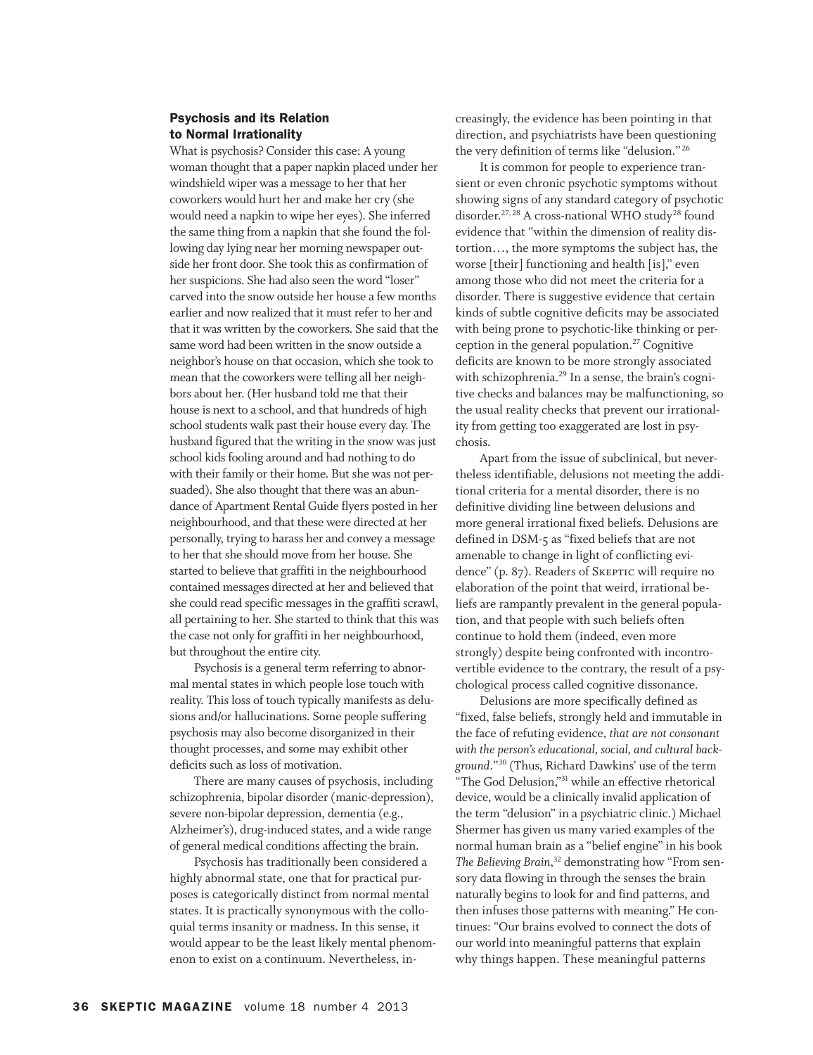## Psychosis and its Relation to Normal Irrationality

What is psychosis? Consider this case: A young woman thought that a paper napkin placed under her windshield wiper was a message to her that her coworkers would hurt her and make her cry (she would need a napkin to wipe her eyes). She inferred the same thing from a napkin that she found the following day lying near her morning newspaper outside her front door. She took this as confirmation of her suspicions. She had also seen the word "loser" carved into the snow outside her house a few months earlier and now realized that it must refer to her and that it was written by the coworkers. She said that the same word had been written in the snow outside a neighbor's house on that occasion, which she took to mean that the coworkers were telling all her neighbors about her. (Her husband told me that their house is next to a school, and that hundreds of high school students walk past their house every day. The husband figured that the writing in the snow was just school kids fooling around and had nothing to do with their family or their home. But she was not persuaded). She also thought that there was an abundance of Apartment Rental Guide flyers posted in her neighbourhood, and that these were directed at her personally, trying to harass her and convey a message to her that she should move from her house. She started to believe that graffiti in the neighbourhood contained messages directed at her and believed that she could read specific messages in the graffiti scrawl, all pertaining to her. She started to think that this was the case not only for graffiti in her neighbourhood, but throughout the entire city.

Psychosis is a general term referring to abnormal mental states in which people lose touch with reality. This loss of touch typically manifests as delusions and/or hallucinations. Some people suffering psychosis may also become disorganized in their thought processes, and some may exhibit other deficits such as loss of motivation.

There are many causes of psychosis, including schizophrenia, bipolar disorder (manic-depression), severe non-bipolar depression, dementia (e.g., Alzheimer's), drug-induced states, and a wide range of general medical conditions affecting the brain.

Psychosis has traditionally been considered a highly abnormal state, one that for practical purposes is categorically distinct from normal mental states. It is practically synonymous with the colloquial terms insanity or madness. In this sense, it would appear to be the least likely mental phenomenon to exist on a continuum. Nevertheless, increasingly, the evidence has been pointing in that direction, and psychiatrists have been questioning the very definition of terms like "delusion."[26]

It is common for people to experience transient or even chronic psychotic symptoms without showing signs of any standard category of psychotic disorder.[27, 28] A cross-national WHO study[28] found evidence that "within the dimension of reality distortion…, the more symptoms the subject has, the worse [their] functioning and health [is]," even among those who did not meet the criteria for a disorder. There is suggestive evidence that certain kinds of subtle cognitive deficits may be associated with being prone to psychotic-like thinking or perception in the general population.[27] Cognitive deficits are known to be more strongly associated with schizophrenia.[29] In a sense, the brain's cognitive checks and balances may be malfunctioning, so the usual reality checks that prevent our irrationality from getting too exaggerated are lost in psychosis.

Apart from the issue of subclinical, but nevertheless identifiable, delusions not meeting the additional criteria for a mental disorder, there is no definitive dividing line between delusions and more general irrational fixed beliefs. Delusions are defined in DSM-5 as "fixed beliefs that are not amenable to change in light of conflicting evidence" (p. 87). Readers of Skeptic will require no elaboration of the point that weird, irrational beliefs are rampantly prevalent in the general population, and that people with such beliefs often continue to hold them (indeed, even more strongly) despite being confronted with incontrovertible evidence to the contrary, the result of a psychological process called cognitive dissonance.

Delusions are more specifically defined as "fixed, false beliefs, strongly held and immutable in the face of refuting evidence, *that are not consonant with the person's educational, social, and cultural background.*"[30] (Thus, Richard Dawkins' use of the term "The God Delusion,"[31] while an effective rhetorical device, would be a clinically invalid application of the term "delusion" in a psychiatric clinic.) Michael Shermer has given us many varied examples of the normal human brain as a "belief engine" in his book *The Believing Brain*,[32] demonstrating how "From sensory data flowing in through the senses the brain naturally begins to look for and find patterns, and then infuses those patterns with meaning." He continues: "Our brains evolved to connect the dots of our world into meaningful patterns that explain why things happen. These meaningful patterns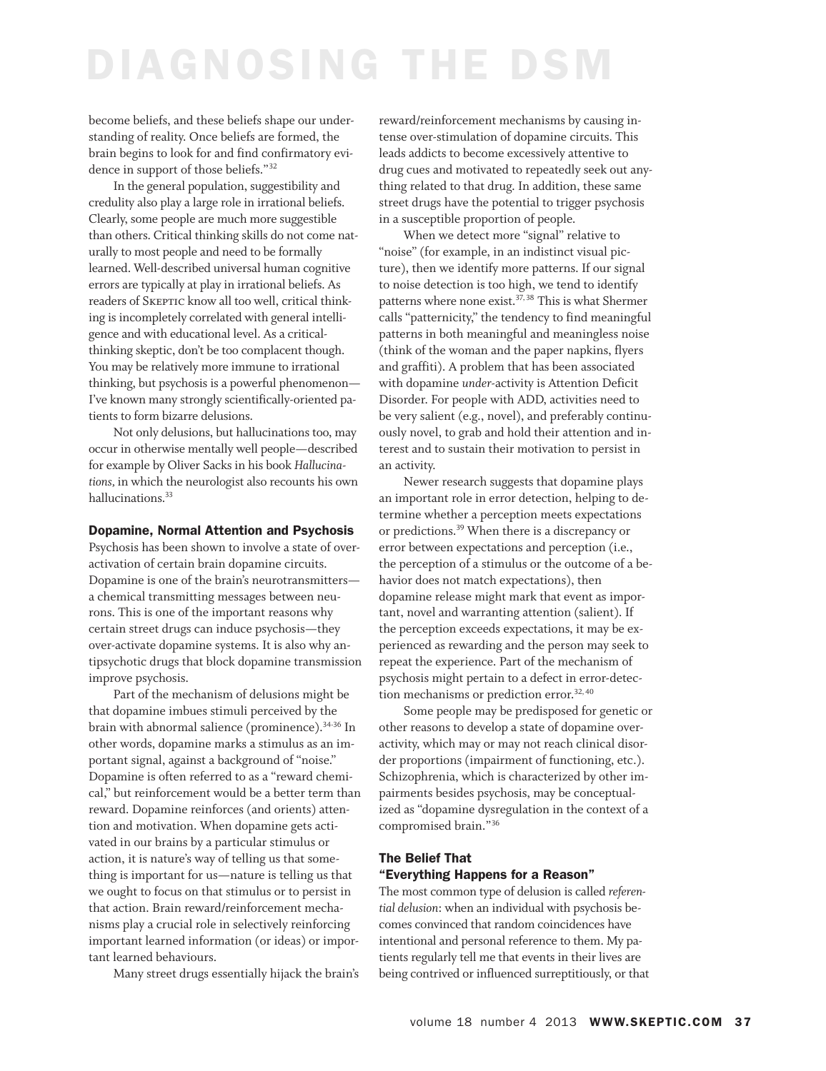become beliefs, and these beliefs shape our understanding of reality. Once beliefs are formed, the brain begins to look for and find confirmatory evidence in support of those beliefs."[32]

In the general population, suggestibility and credulity also play a large role in irrational beliefs. Clearly, some people are much more suggestible than others. Critical thinking skills do not come naturally to most people and need to be formally learned. Well-described universal human cognitive errors are typically at play in irrational beliefs. As readers of Skeptic know all too well, critical thinking is incompletely correlated with general intelligence and with educational level. As a critical-thinking skeptic, don't be too complacent though. You may be relatively more immune to irrational thinking, but psychosis is a powerful phenomenon—I've known many strongly scientifically-oriented patients to form bizarre delusions.

Not only delusions, but hallucinations too, may occur in otherwise mentally well people—described for example by Oliver Sacks in his book *Hallucinations*, in which the neurologist also recounts his own hallucinations.[33]

### Dopamine, Normal Attention and Psychosis

Psychosis has been shown to involve a state of overactivation of certain brain dopamine circuits. Dopamine is one of the brain's neurotransmitters—a chemical transmitting messages between neurons. This is one of the important reasons why certain street drugs can induce psychosis—they over-activate dopamine systems. It is also why antipsychotic drugs that block dopamine transmission improve psychosis.

Part of the mechanism of delusions might be that dopamine imbues stimuli perceived by the brain with abnormal salience (prominence).[34-36] In other words, dopamine marks a stimulus as an important signal, against a background of "noise." Dopamine is often referred to as a "reward chemical," but reinforcement would be a better term than reward. Dopamine reinforces (and orients) attention and motivation. When dopamine gets activated in our brains by a particular stimulus or action, it is nature's way of telling us that something is important for us—nature is telling us that we ought to focus on that stimulus or to persist in that action. Brain reward/reinforcement mechanisms play a crucial role in selectively reinforcing important learned information (or ideas) or important learned behaviours.

Many street drugs essentially hijack the brain's reward/reinforcement mechanisms by causing intense over-stimulation of dopamine circuits. This leads addicts to become excessively attentive to drug cues and motivated to repeatedly seek out anything related to that drug. In addition, these same street drugs have the potential to trigger psychosis in a susceptible proportion of people.

When we detect more "signal" relative to "noise" (for example, in an indistinct visual picture), then we identify more patterns. If our signal to noise detection is too high, we tend to identify patterns where none exist.[37,38] This is what Shermer calls "patternicity," the tendency to find meaningful patterns in both meaningful and meaningless noise (think of the woman and the paper napkins, flyers and graffiti). A problem that has been associated with dopamine *under*-activity is Attention Deficit Disorder. For people with ADD, activities need to be very salient (e.g., novel), and preferably continuously novel, to grab and hold their attention and interest and to sustain their motivation to persist in an activity.

Newer research suggests that dopamine plays an important role in error detection, helping to determine whether a perception meets expectations or predictions.[39] When there is a discrepancy or error between expectations and perception (i.e., the perception of a stimulus or the outcome of a behavior does not match expectations), then dopamine release might mark that event as important, novel and warranting attention (salient). If the perception exceeds expectations, it may be experienced as rewarding and the person may seek to repeat the experience. Part of the mechanism of psychosis might pertain to a defect in error-detection mechanisms or prediction error.[32,40]

Some people may be predisposed for genetic or other reasons to develop a state of dopamine overactivity, which may or may not reach clinical disorder proportions (impairment of functioning, etc.). Schizophrenia, which is characterized by other impairments besides psychosis, may be conceptualized as "dopamine dysregulation in the context of a compromised brain."[36]

### The Belief That "Everything Happens for a Reason"

The most common type of delusion is called *referential delusion*: when an individual with psychosis becomes convinced that random coincidences have intentional and personal reference to them. My patients regularly tell me that events in their lives are being contrived or influenced surreptitiously, or that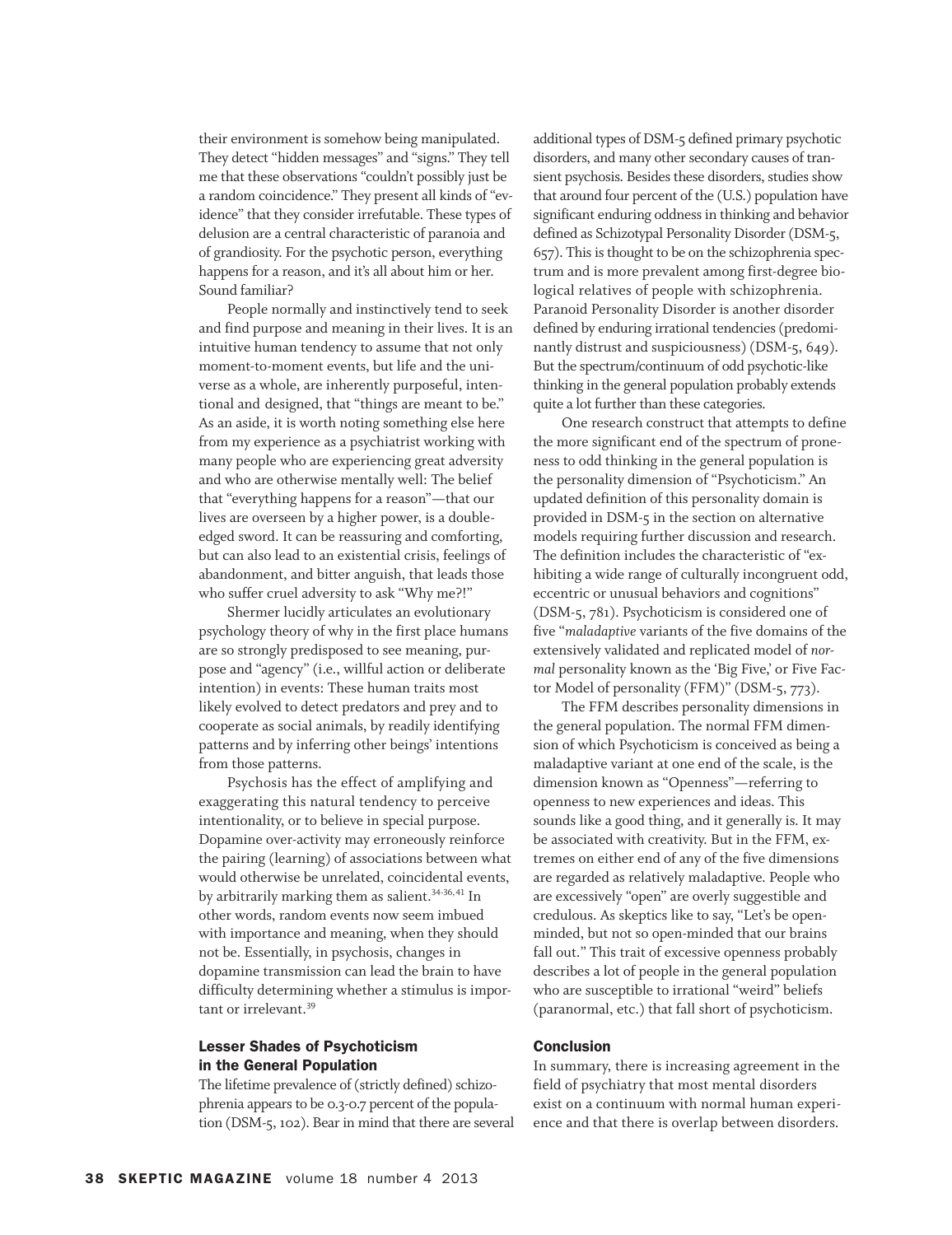their environment is somehow being manipulated. They detect "hidden messages" and "signs." They tell me that these observations "couldn't possibly just be a random coincidence." They present all kinds of "evidence" that they consider irrefutable. These types of delusion are a central characteristic of paranoia and of grandiosity. For the psychotic person, everything happens for a reason, and it's all about him or her. Sound familiar?

People normally and instinctively tend to seek and find purpose and meaning in their lives. It is an intuitive human tendency to assume that not only moment-to-moment events, but life and the universe as a whole, are inherently purposeful, intentional and designed, that "things are meant to be." As an aside, it is worth noting something else here from my experience as a psychiatrist working with many people who are experiencing great adversity and who are otherwise mentally well: The belief that "everything happens for a reason"—that our lives are overseen by a higher power, is a double-edged sword. It can be reassuring and comforting, but can also lead to an existential crisis, feelings of abandonment, and bitter anguish, that leads those who suffer cruel adversity to ask "Why me?!"

Shermer lucidly articulates an evolutionary psychology theory of why in the first place humans are so strongly predisposed to see meaning, purpose and "agency" (i.e., willful action or deliberate intention) in events: These human traits most likely evolved to detect predators and prey and to cooperate as social animals, by readily identifying patterns and by inferring other beings' intentions from those patterns.

Psychosis has the effect of amplifying and exaggerating this natural tendency to perceive intentionality, or to believe in special purpose. Dopamine over-activity may erroneously reinforce the pairing (learning) of associations between what would otherwise be unrelated, coincidental events, by arbitrarily marking them as salient.[34-36, 41] In other words, random events now seem imbued with importance and meaning, when they should not be. Essentially, in psychosis, changes in dopamine transmission can lead the brain to have difficulty determining whether a stimulus is important or irrelevant.[39]

## Lesser Shades of Psychoticism in the General Population

The lifetime prevalence of (strictly defined) schizophrenia appears to be 0.3-0.7 percent of the population (DSM-5, 102). Bear in mind that there are several additional types of DSM-5 defined primary psychotic disorders, and many other secondary causes of transient psychosis. Besides these disorders, studies show that around four percent of the (U.S.) population have significant enduring oddness in thinking and behavior defined as Schizotypal Personality Disorder (DSM-5, 657). This is thought to be on the schizophrenia spectrum and is more prevalent among first-degree biological relatives of people with schizophrenia. Paranoid Personality Disorder is another disorder defined by enduring irrational tendencies (predominantly distrust and suspiciousness) (DSM-5, 649). But the spectrum/continuum of odd psychotic-like thinking in the general population probably extends quite a lot further than these categories.

One research construct that attempts to define the more significant end of the spectrum of proneness to odd thinking in the general population is the personality dimension of "Psychoticism." An updated definition of this personality domain is provided in DSM-5 in the section on alternative models requiring further discussion and research. The definition includes the characteristic of "exhibiting a wide range of culturally incongruent odd, eccentric or unusual behaviors and cognitions" (DSM-5, 781). Psychoticism is considered one of five "*maladaptive* variants of the five domains of the extensively validated and replicated model of *normal* personality known as the 'Big Five,' or Five Factor Model of personality (FFM)" (DSM-5, 773).

The FFM describes personality dimensions in the general population. The normal FFM dimension of which Psychoticism is conceived as being a maladaptive variant at one end of the scale, is the dimension known as "Openness"—referring to openness to new experiences and ideas. This sounds like a good thing, and it generally is. It may be associated with creativity. But in the FFM, extremes on either end of any of the five dimensions are regarded as relatively maladaptive. People who are excessively "open" are overly suggestible and credulous. As skeptics like to say, "Let's be open-minded, but not so open-minded that our brains fall out." This trait of excessive openness probably describes a lot of people in the general population who are susceptible to irrational "weird" beliefs (paranormal, etc.) that fall short of psychoticism.

## Conclusion

In summary, there is increasing agreement in the field of psychiatry that most mental disorders exist on a continuum with normal human experience and that there is overlap between disorders.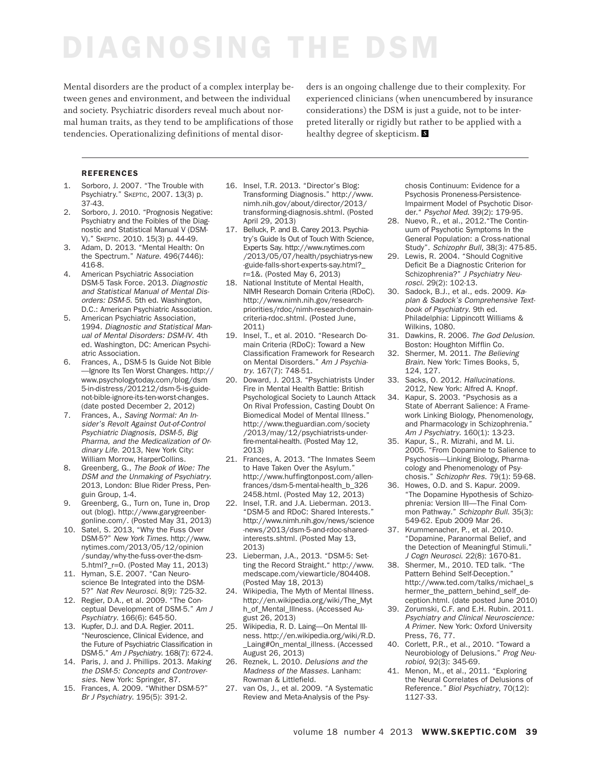# DIAGNOSING THE DSM

Mental disorders are the product of a complex interplay between genes and environment, and between the individual and society. Psychiatric disorders reveal much about normal human traits, as they tend to be amplifications of those tendencies. Operationalizing definitions of mental disorders is an ongoing challenge due to their complexity. For experienced clinicians (when unencumbered by insurance considerations) the DSM is just a guide, not to be interpreted literally or rigidly but rather to be applied with a healthy degree of skepticism. **S**

### REFERENCES

1. Sorboro, J. 2007. "The Trouble with Psychiatry." SKEPTIC, 2007. 13(3) p. 37-43.
2. Sorboro, J. 2010. "Prognosis Negative: Psychiatry and the Foibles of the Diagnostic and Statistical Manual V (DSM-V)." SKEPTIC. 2010. 15(3) p. 44-49.
3. Adam, D. 2013. "Mental Health: On the Spectrum." *Nature*. 496(7446): 416-8.
4. American Psychiatric Association DSM-5 Task Force. 2013. *Diagnostic and Statistical Manual of Mental Disorders: DSM-5*. 5th ed. Washington, D.C.: American Psychiatric Association.
5. American Psychiatric Association, 1994. *Diagnostic and Statistical Manual of Mental Disorders: DSM-IV*. 4th ed. Washington, DC: American Psychiatric Association.
6. Frances, A., DSM-5 Is Guide Not Bible—Ignore Its Ten Worst Changes. http://www.psychologytoday.com/blog/dsm5-in-distress/201212/dsm-5-is-guide-not-bible-ignore-its-ten-worst-changes. (date posted December 2, 2012)
7. Frances, A., *Saving Normal: An Insider's Revolt Against Out-of-Control Psychiatric Diagnosis, DSM-5, Big Pharma, and the Medicalization of Ordinary Life*. 2013, New York City: William Morrow, HarperCollins.
8. Greenberg, G., *The Book of Woe: The DSM and the Unmaking of Psychiatry*. 2013, London: Blue Rider Press, Penguin Group, 1-4.
9. Greenberg, G., Turn on, Tune in, Drop out (blog). http://www.garygreenbergonline.com/. (Posted May 31, 2013)
10. Satel, S. 2013, "Why the Fuss Over DSM-5?" *New York Times*. http://www.nytimes.com/2013/05/12/opinion/sunday/why-the-fuss-over-the-dsm-5.html?_r=0. (Posted May 11, 2013)
11. Hyman, S.E. 2007. "Can Neuroscience Be Integrated into the DSM-5?" *Nat Rev Neurosci*. 8(9): 725-32.
12. Regier, D.A., et al. 2009. "The Conceptual Development of DSM-5." *Am J Psychiatry*. 166(6): 645-50.
13. Kupfer, D.J. and D.A. Regier. 2011. "Neuroscience, Clinical Evidence, and the Future of Psychiatric Classification in DSM-5." *Am J Psychiatry*. 168(7): 672-4.
14. Paris, J. and J. Phillips. 2013. *Making the DSM-5: Concepts and Controversies*. New York: Springer, 87.
15. Frances, A. 2009. "Whither DSM-5?" *Br J Psychiatry*. 195(5): 391-2.
16. Insel, T.R. 2013. "Director's Blog: Transforming Diagnosis." http://www.nimh.nih.gov/about/director/2013/transforming-diagnosis.shtml. (Posted April 29, 2013)
17. Belluck, P. and B. Carey 2013. Psychiatry's Guide Is Out of Touch With Science, Experts Say. http://www.nytimes.com/2013/05/07/health/psychiatrys-new-guide-falls-short-experts-say.html?_r=1&. (Posted May 6, 2013)
18. National Institute of Mental Health, NIMH Research Domain Criteria (RDoC). http://www.nimh.nih.gov/research-priorities/rdoc/nimh-research-domain-criteria-rdoc.shtml. (Posted June, 2011)
19. Insel, T., et al. 2010. "Research Domain Criteria (RDoC): Toward a New Classification Framework for Research on Mental Disorders." *Am J Psychiatry*. 167(7): 748-51.
20. Doward, J. 2013. "Psychiatrists Under Fire in Mental Health Battle: British Psychological Society to Launch Attack On Rival Profession, Casting Doubt On Biomedical Model of Mental Illness." http://www.theguardian.com/society/2013/may/12/psychiatrists-under-fire-mental-health. (Posted May 12, 2013)
21. Frances, A. 2013. "The Inmates Seem to Have Taken Over the Asylum." http://www.huffingtonpost.com/allen-frances/dsm-5-mental-health_b_3262458.html. (Posted May 12, 2013)
22. Insel, T.R. and J.A. Lieberman. 2013. "DSM-5 and RDoC: Shared Interests." http://www.nimh.nih.gov/news/science-news/2013/dsm-5-and-rdoc-shared-interests.shtml. (Posted May 13, 2013)
23. Lieberman, J.A., 2013. "DSM-5: Setting the Record Straight." http://www.medscape.com/viewarticle/804408. (Posted May 18, 2013)
24. Wikipedia, The Myth of Mental Illness. http://en.wikipedia.org/wiki/The_Myth_of_Mental_Illness. (Accessed August 26, 2013)
25. Wikipedia, R. D. Laing—On Mental Illness. http://en.wikipedia.org/wiki/R.D._Laing#On_mental_illness. (Accessed August 26, 2013)
26. Reznek, L. 2010. *Delusions and the Madness of the Masses*. Lanham: Rowman & Littlefield.
27. van Os, J., et al. 2009. "A Systematic Review and Meta-Analysis of the Psychosis Continuum: Evidence for a Psychosis Proneness-Persistence-Impairment Model of Psychotic Disorder." *Psychol Med*. 39(2): 179-95.
28. Nuevo, R., et al., 2012."The Continuum of Psychotic Symptoms In the General Population: a Cross-national Study". *Schizophr Bull,* 38(3): 475-85.
29. Lewis, R. 2004. "Should Cognitive Deficit Be a Diagnostic Criterion for Schizophrenia?" *J Psychiatry Neurosci*. 29(2): 102-13.
30. Sadock, B.J., et al., eds. 2009. *Kaplan & Sadock's Comprehensive Textbook of Psychiatry*. 9th ed. Philadelphia: Lippincott Williams & Wilkins, 1080.
31. Dawkins, R. 2006. *The God Delusion*. Boston: Houghton Mifflin Co.
32. Shermer, M. 2011. *The Believing Brain*. New York: Times Books, 5, 124, 127.
33. Sacks, O. 2012. *Hallucinations*. 2012, New York: Alfred A. Knopf.
34. Kapur, S. 2003. "Psychosis as a State of Aberrant Salience: A Framework Linking Biology, Phenomenology, and Pharmacology in Schizophrenia." *Am J Psychiatry*. 160(1): 13-23.
35. Kapur, S., R. Mizrahi, and M. Li. 2005. "From Dopamine to Salience to Psychosis—Linking Biology, Pharmacology and Phenomenology of Psychosis." *Schizophr Res*. 79(1): 59-68.
36. Howes, O.D. and S. Kapur. 2009. "The Dopamine Hypothesis of Schizophrenia: Version III—The Final Common Pathway." *Schizophr Bull*. 35(3): 549-62. Epub 2009 Mar 26.
37. Krummenacher, P., et al. 2010. "Dopamine, Paranormal Belief, and the Detection of Meaningful Stimuli." *J Cogn Neurosci*. 22(8): 1670-81.
38. Shermer, M., 2010. TED talk. "The Pattern Behind Self-Deception." http://www.ted.com/talks/michael_shermer_the_pattern_behind_self_deception.html. (date posted June 2010)
39. Zorumski, C.F. and E.H. Rubin. 2011. *Psychiatry and Clinical Neuroscience: A Primer*. New York: Oxford University Press, 76, 77.
40. Corlett, P.R., et al., 2010. "Toward a Neurobiology of Delusions." *Prog Neurobiol*, 92(3): 345-69.
41. Menon, M., et al., 2011. "Exploring the Neural Correlates of Delusions of Reference." *Biol Psychiatry*, 70(12): 1127-33.